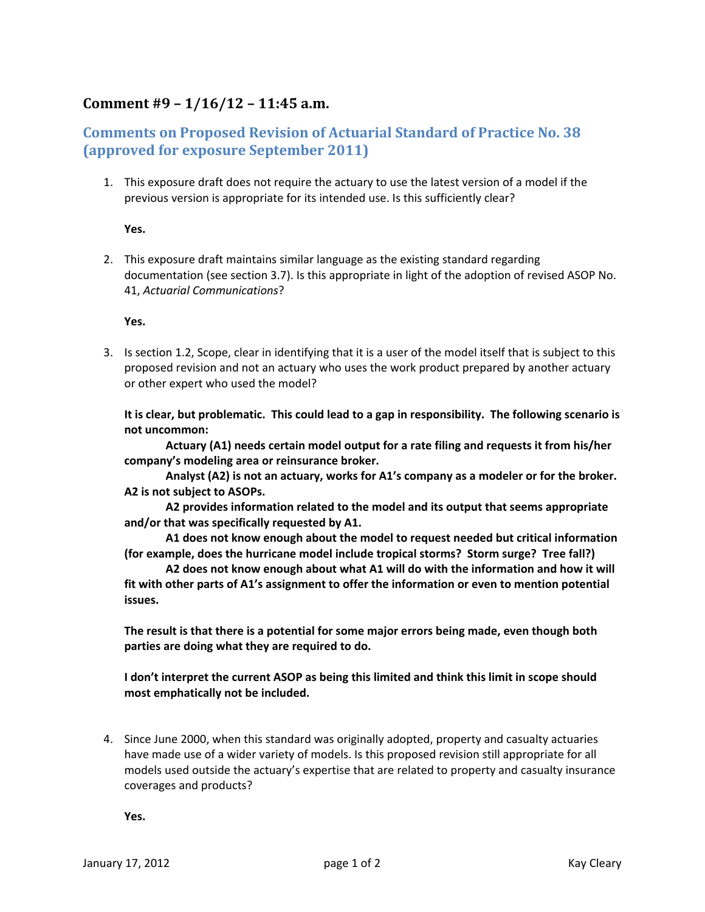## Comment #9 – 1/16/12 – 11:45 a.m.

### Comments on Proposed Revision of Actuarial Standard of Practice No. 38 (approved for exposure September 2011)

1. This exposure draft does not require the actuary to use the latest version of a model if the previous version is appropriate for its intended use. Is this sufficiently clear?

   **Yes.**

2. This exposure draft maintains similar language as the existing standard regarding documentation (see section 3.7). Is this appropriate in light of the adoption of revised ASOP No. 41, *Actuarial Communications*?

   **Yes.**

3. Is section 1.2, Scope, clear in identifying that it is a user of the model itself that is subject to this proposed revision and not an actuary who uses the work product prepared by another actuary or other expert who used the model?

   **It is clear, but problematic. This could lead to a gap in responsibility. The following scenario is not uncommon:**

   **Actuary (A1) needs certain model output for a rate filing and requests it from his/her company's modeling area or reinsurance broker.**

   **Analyst (A2) is not an actuary, works for A1's company as a modeler or for the broker. A2 is not subject to ASOPs.**

   **A2 provides information related to the model and its output that seems appropriate and/or that was specifically requested by A1.**

   **A1 does not know enough about the model to request needed but critical information (for example, does the hurricane model include tropical storms? Storm surge? Tree fall?)**

   **A2 does not know enough about what A1 will do with the information and how it will fit with other parts of A1's assignment to offer the information or even to mention potential issues.**

   **The result is that there is a potential for some major errors being made, even though both parties are doing what they are required to do.**

   **I don't interpret the current ASOP as being this limited and think this limit in scope should most emphatically not be included.**

4. Since June 2000, when this standard was originally adopted, property and casualty actuaries have made use of a wider variety of models. Is this proposed revision still appropriate for all models used outside the actuary's expertise that are related to property and casualty insurance coverages and products?

   **Yes.**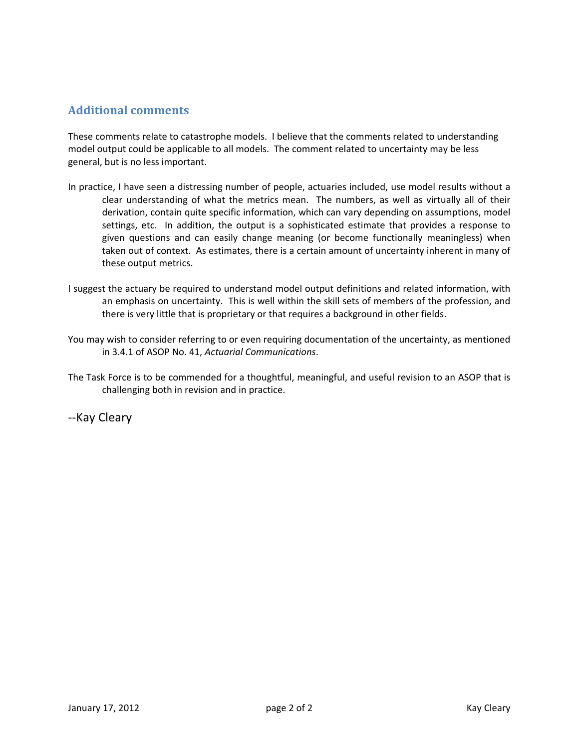## Additional comments

These comments relate to catastrophe models. I believe that the comments related to understanding model output could be applicable to all models. The comment related to uncertainty may be less general, but is no less important.

In practice, I have seen a distressing number of people, actuaries included, use model results without a clear understanding of what the metrics mean. The numbers, as well as virtually all of their derivation, contain quite specific information, which can vary depending on assumptions, model settings, etc. In addition, the output is a sophisticated estimate that provides a response to given questions and can easily change meaning (or become functionally meaningless) when taken out of context. As estimates, there is a certain amount of uncertainty inherent in many of these output metrics.

I suggest the actuary be required to understand model output definitions and related information, with an emphasis on uncertainty. This is well within the skill sets of members of the profession, and there is very little that is proprietary or that requires a background in other fields.

You may wish to consider referring to or even requiring documentation of the uncertainty, as mentioned in 3.4.1 of ASOP No. 41, *Actuarial Communications*.

The Task Force is to be commended for a thoughtful, meaningful, and useful revision to an ASOP that is challenging both in revision and in practice.

--Kay Cleary